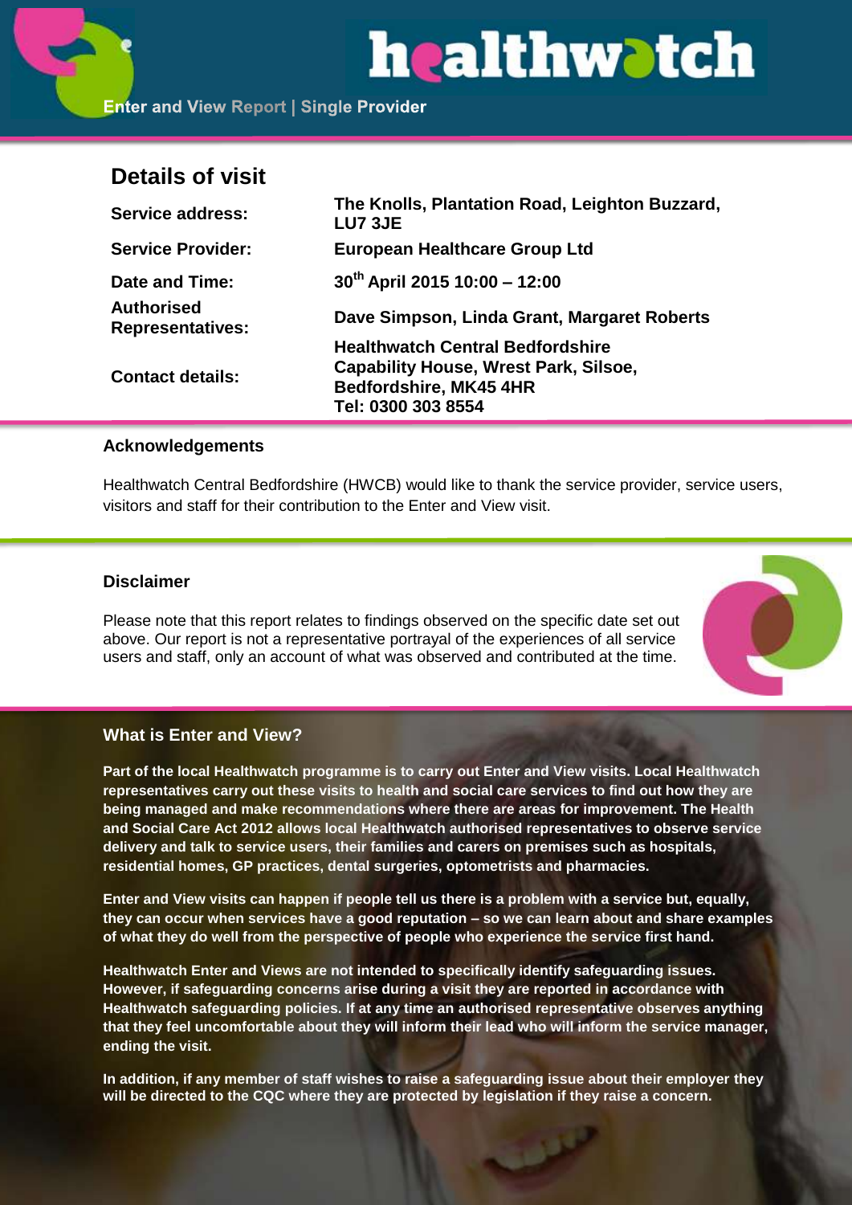# healthwatch

Enter and View Report | Single Provider

## Details of visit

| | |
|---|---|
| **Service address:** | **The Knolls, Plantation Road, Leighton Buzzard, LU7 3JE** |
| **Service Provider:** | **European Healthcare Group Ltd** |
| **Date and Time:** | **30th April 2015 10:00 – 12:00** |
| **Authorised Representatives:** | **Dave Simpson, Linda Grant, Margaret Roberts** |
| **Contact details:** | **Healthwatch Central Bedfordshire Capability House, Wrest Park, Silsoe, Bedfordshire, MK45 4HR Tel: 0300 303 8554** |

### Acknowledgements

Healthwatch Central Bedfordshire (HWCB) would like to thank the service provider, service users, visitors and staff for their contribution to the Enter and View visit.

### Disclaimer

Please note that this report relates to findings observed on the specific date set out above. Our report is not a representative portrayal of the experiences of all service users and staff, only an account of what was observed and contributed at the time.

### What is Enter and View?

**Part of the local Healthwatch programme is to carry out Enter and View visits. Local Healthwatch representatives carry out these visits to health and social care services to find out how they are being managed and make recommendations where there are areas for improvement. The Health and Social Care Act 2012 allows local Healthwatch authorised representatives to observe service delivery and talk to service users, their families and carers on premises such as hospitals, residential homes, GP practices, dental surgeries, optometrists and pharmacies.**

**Enter and View visits can happen if people tell us there is a problem with a service but, equally, they can occur when services have a good reputation – so we can learn about and share examples of what they do well from the perspective of people who experience the service first hand.**

**Healthwatch Enter and Views are not intended to specifically identify safeguarding issues. However, if safeguarding concerns arise during a visit they are reported in accordance with Healthwatch safeguarding policies. If at any time an authorised representative observes anything that they feel uncomfortable about they will inform their lead who will inform the service manager, ending the visit.**

**In addition, if any member of staff wishes to raise a safeguarding issue about their employer they will be directed to the CQC where they are protected by legislation if they raise a concern.**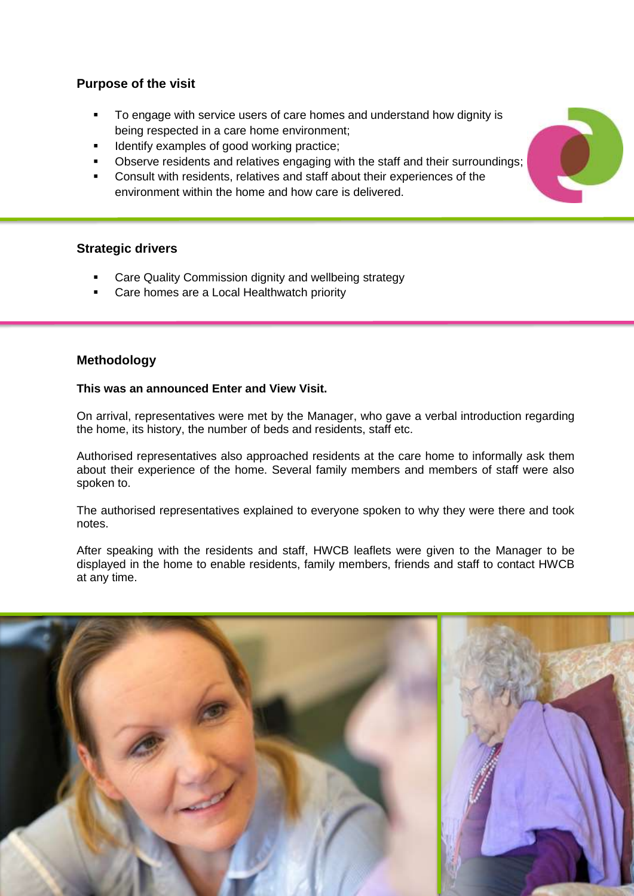## Purpose of the visit

- To engage with service users of care homes and understand how dignity is being respected in a care home environment;
- Identify examples of good working practice;
- Observe residents and relatives engaging with the staff and their surroundings;
- Consult with residents, relatives and staff about their experiences of the environment within the home and how care is delivered.

## Strategic drivers

- Care Quality Commission dignity and wellbeing strategy
- Care homes are a Local Healthwatch priority

## Methodology

**This was an announced Enter and View Visit.**

On arrival, representatives were met by the Manager, who gave a verbal introduction regarding the home, its history, the number of beds and residents, staff etc.

Authorised representatives also approached residents at the care home to informally ask them about their experience of the home. Several family members and members of staff were also spoken to.

The authorised representatives explained to everyone spoken to why they were there and took notes.

After speaking with the residents and staff, HWCB leaflets were given to the Manager to be displayed in the home to enable residents, family members, friends and staff to contact HWCB at any time.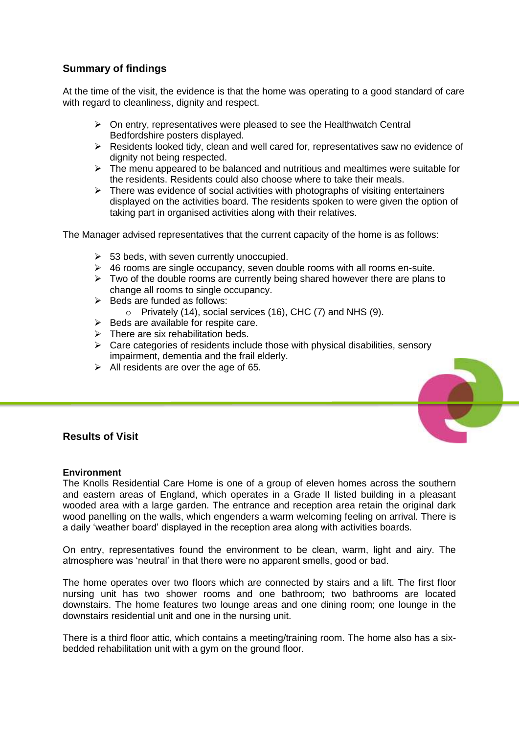## Summary of findings

At the time of the visit, the evidence is that the home was operating to a good standard of care with regard to cleanliness, dignity and respect.

- On entry, representatives were pleased to see the Healthwatch Central Bedfordshire posters displayed.
- Residents looked tidy, clean and well cared for, representatives saw no evidence of dignity not being respected.
- The menu appeared to be balanced and nutritious and mealtimes were suitable for the residents. Residents could also choose where to take their meals.
- There was evidence of social activities with photographs of visiting entertainers displayed on the activities board. The residents spoken to were given the option of taking part in organised activities along with their relatives.

The Manager advised representatives that the current capacity of the home is as follows:

- 53 beds, with seven currently unoccupied.
- 46 rooms are single occupancy, seven double rooms with all rooms en-suite.
- Two of the double rooms are currently being shared however there are plans to change all rooms to single occupancy.
- Beds are funded as follows:
  - Privately (14), social services (16), CHC (7) and NHS (9).
- Beds are available for respite care.
- There are six rehabilitation beds.
- Care categories of residents include those with physical disabilities, sensory impairment, dementia and the frail elderly.
- All residents are over the age of 65.

## Results of Visit

**Environment**

The Knolls Residential Care Home is one of a group of eleven homes across the southern and eastern areas of England, which operates in a Grade II listed building in a pleasant wooded area with a large garden. The entrance and reception area retain the original dark wood panelling on the walls, which engenders a warm welcoming feeling on arrival. There is a daily 'weather board' displayed in the reception area along with activities boards.

On entry, representatives found the environment to be clean, warm, light and airy. The atmosphere was 'neutral' in that there were no apparent smells, good or bad.

The home operates over two floors which are connected by stairs and a lift. The first floor nursing unit has two shower rooms and one bathroom; two bathrooms are located downstairs. The home features two lounge areas and one dining room; one lounge in the downstairs residential unit and one in the nursing unit.

There is a third floor attic, which contains a meeting/training room. The home also has a six-bedded rehabilitation unit with a gym on the ground floor.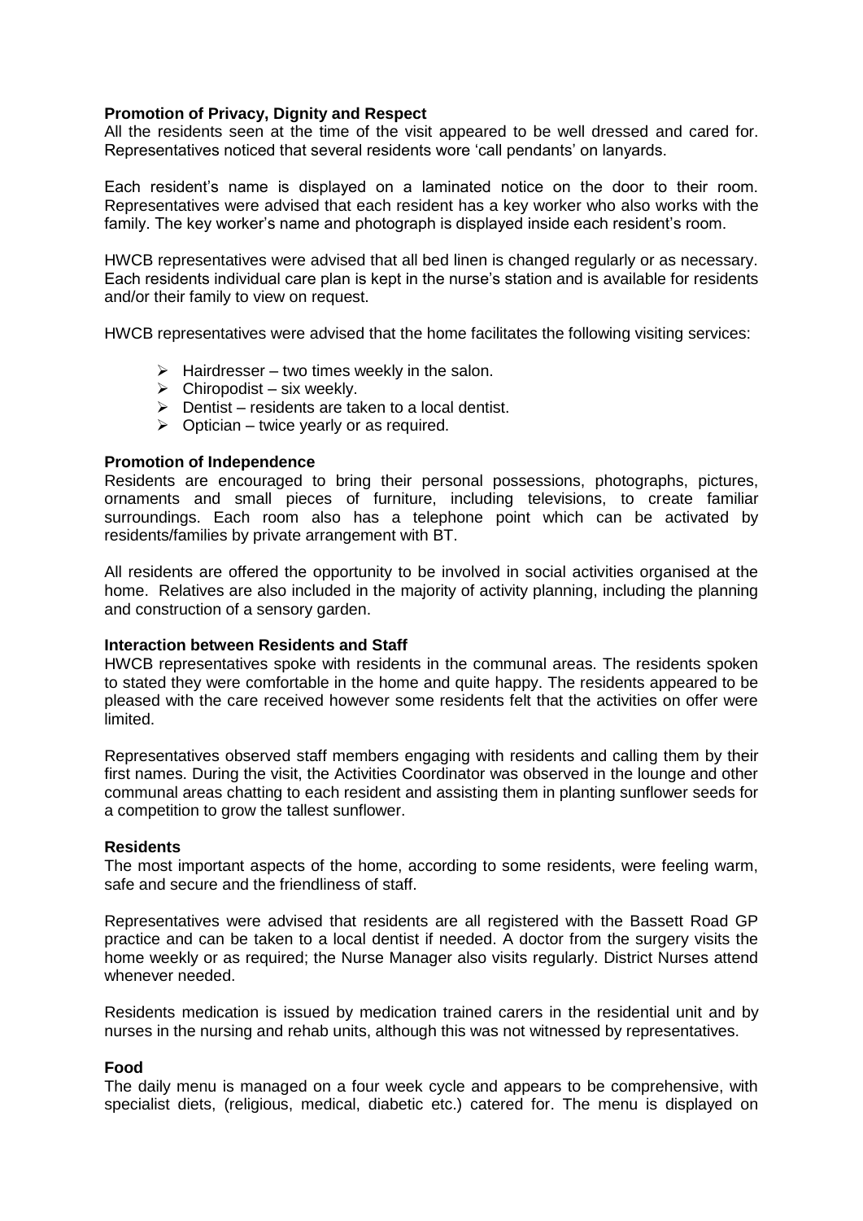**Promotion of Privacy, Dignity and Respect**

All the residents seen at the time of the visit appeared to be well dressed and cared for. Representatives noticed that several residents wore 'call pendants' on lanyards.

Each resident's name is displayed on a laminated notice on the door to their room. Representatives were advised that each resident has a key worker who also works with the family. The key worker's name and photograph is displayed inside each resident's room.

HWCB representatives were advised that all bed linen is changed regularly or as necessary. Each residents individual care plan is kept in the nurse's station and is available for residents and/or their family to view on request.

HWCB representatives were advised that the home facilitates the following visiting services:

- Hairdresser – two times weekly in the salon.
- Chiropodist – six weekly.
- Dentist – residents are taken to a local dentist.
- Optician – twice yearly or as required.

**Promotion of Independence**

Residents are encouraged to bring their personal possessions, photographs, pictures, ornaments and small pieces of furniture, including televisions, to create familiar surroundings. Each room also has a telephone point which can be activated by residents/families by private arrangement with BT.

All residents are offered the opportunity to be involved in social activities organised at the home. Relatives are also included in the majority of activity planning, including the planning and construction of a sensory garden.

**Interaction between Residents and Staff**

HWCB representatives spoke with residents in the communal areas. The residents spoken to stated they were comfortable in the home and quite happy. The residents appeared to be pleased with the care received however some residents felt that the activities on offer were limited.

Representatives observed staff members engaging with residents and calling them by their first names. During the visit, the Activities Coordinator was observed in the lounge and other communal areas chatting to each resident and assisting them in planting sunflower seeds for a competition to grow the tallest sunflower.

**Residents**

The most important aspects of the home, according to some residents, were feeling warm, safe and secure and the friendliness of staff.

Representatives were advised that residents are all registered with the Bassett Road GP practice and can be taken to a local dentist if needed. A doctor from the surgery visits the home weekly or as required; the Nurse Manager also visits regularly. District Nurses attend whenever needed.

Residents medication is issued by medication trained carers in the residential unit and by nurses in the nursing and rehab units, although this was not witnessed by representatives.

**Food**

The daily menu is managed on a four week cycle and appears to be comprehensive, with specialist diets, (religious, medical, diabetic etc.) catered for. The menu is displayed on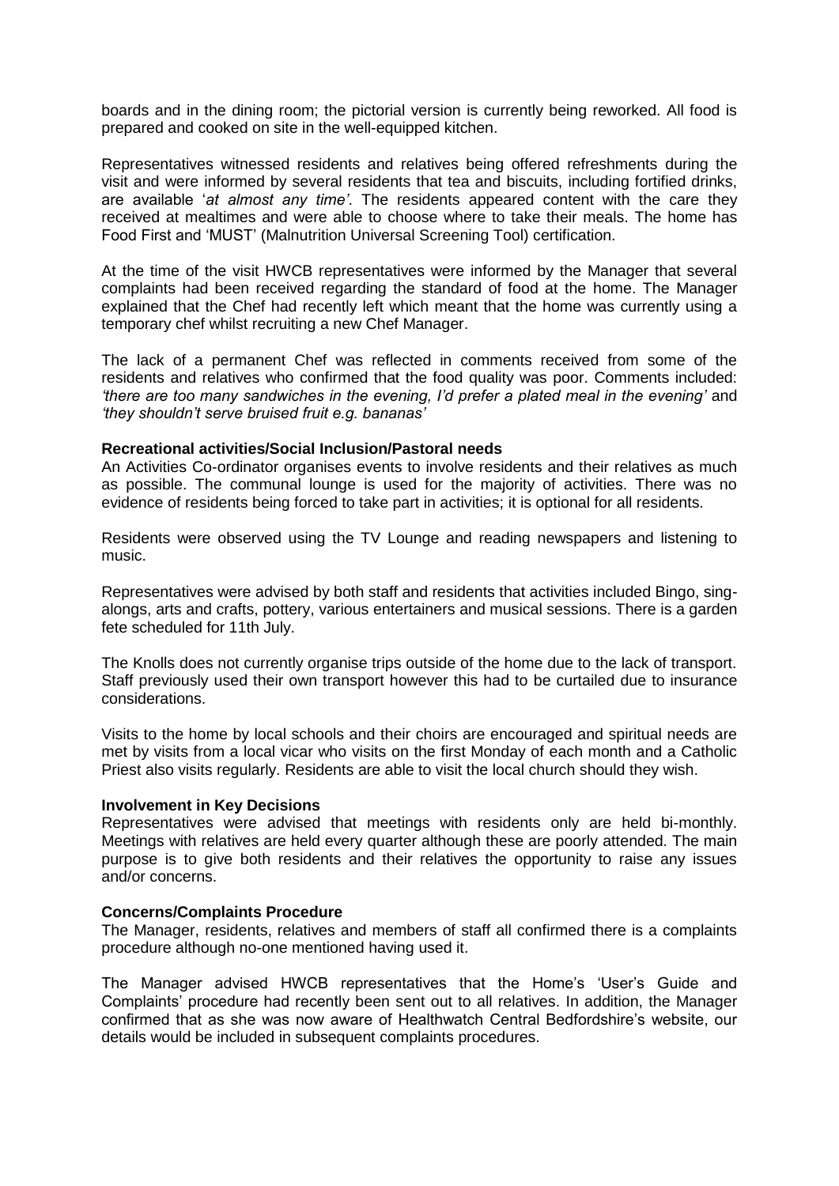boards and in the dining room; the pictorial version is currently being reworked. All food is prepared and cooked on site in the well-equipped kitchen.

Representatives witnessed residents and relatives being offered refreshments during the visit and were informed by several residents that tea and biscuits, including fortified drinks, are available '*at almost any time'*. The residents appeared content with the care they received at mealtimes and were able to choose where to take their meals. The home has Food First and 'MUST' (Malnutrition Universal Screening Tool) certification.

At the time of the visit HWCB representatives were informed by the Manager that several complaints had been received regarding the standard of food at the home. The Manager explained that the Chef had recently left which meant that the home was currently using a temporary chef whilst recruiting a new Chef Manager.

The lack of a permanent Chef was reflected in comments received from some of the residents and relatives who confirmed that the food quality was poor. Comments included: *'there are too many sandwiches in the evening, I'd prefer a plated meal in the evening'* and *'they shouldn't serve bruised fruit e.g. bananas'*

**Recreational activities/Social Inclusion/Pastoral needs**

An Activities Co-ordinator organises events to involve residents and their relatives as much as possible. The communal lounge is used for the majority of activities. There was no evidence of residents being forced to take part in activities; it is optional for all residents.

Residents were observed using the TV Lounge and reading newspapers and listening to music.

Representatives were advised by both staff and residents that activities included Bingo, sing-alongs, arts and crafts, pottery, various entertainers and musical sessions. There is a garden fete scheduled for 11th July.

The Knolls does not currently organise trips outside of the home due to the lack of transport. Staff previously used their own transport however this had to be curtailed due to insurance considerations.

Visits to the home by local schools and their choirs are encouraged and spiritual needs are met by visits from a local vicar who visits on the first Monday of each month and a Catholic Priest also visits regularly. Residents are able to visit the local church should they wish.

**Involvement in Key Decisions**

Representatives were advised that meetings with residents only are held bi-monthly. Meetings with relatives are held every quarter although these are poorly attended. The main purpose is to give both residents and their relatives the opportunity to raise any issues and/or concerns.

**Concerns/Complaints Procedure**

The Manager, residents, relatives and members of staff all confirmed there is a complaints procedure although no-one mentioned having used it.

The Manager advised HWCB representatives that the Home's 'User's Guide and Complaints' procedure had recently been sent out to all relatives. In addition, the Manager confirmed that as she was now aware of Healthwatch Central Bedfordshire's website, our details would be included in subsequent complaints procedures.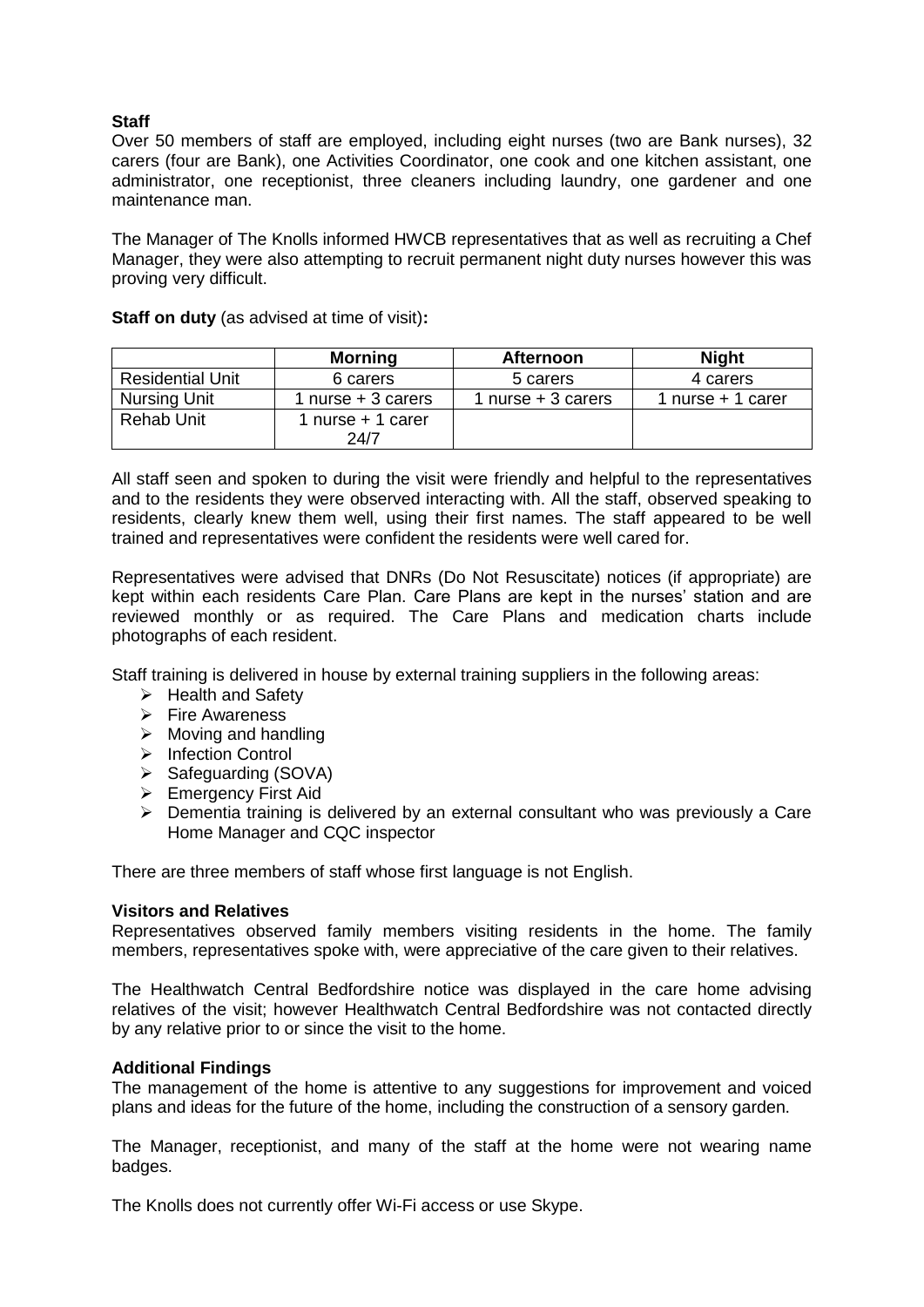**Staff**

Over 50 members of staff are employed, including eight nurses (two are Bank nurses), 32 carers (four are Bank), one Activities Coordinator, one cook and one kitchen assistant, one administrator, one receptionist, three cleaners including laundry, one gardener and one maintenance man.

The Manager of The Knolls informed HWCB representatives that as well as recruiting a Chef Manager, they were also attempting to recruit permanent night duty nurses however this was proving very difficult.

**Staff on duty** (as advised at time of visit)**:**

| | **Morning** | **Afternoon** | **Night** |
|---|---|---|---|
| Residential Unit | 6 carers | 5 carers | 4 carers |
| Nursing Unit | 1 nurse + 3 carers | 1 nurse + 3 carers | 1 nurse + 1 carer |
| Rehab Unit | 1 nurse + 1 carer 24/7 | | |

All staff seen and spoken to during the visit were friendly and helpful to the representatives and to the residents they were observed interacting with. All the staff, observed speaking to residents, clearly knew them well, using their first names. The staff appeared to be well trained and representatives were confident the residents were well cared for.

Representatives were advised that DNRs (Do Not Resuscitate) notices (if appropriate) are kept within each residents Care Plan. Care Plans are kept in the nurses' station and are reviewed monthly or as required. The Care Plans and medication charts include photographs of each resident.

Staff training is delivered in house by external training suppliers in the following areas:

- Health and Safety
- Fire Awareness
- Moving and handling
- Infection Control
- Safeguarding (SOVA)
- Emergency First Aid
- Dementia training is delivered by an external consultant who was previously a Care Home Manager and CQC inspector

There are three members of staff whose first language is not English.

**Visitors and Relatives**

Representatives observed family members visiting residents in the home. The family members, representatives spoke with, were appreciative of the care given to their relatives.

The Healthwatch Central Bedfordshire notice was displayed in the care home advising relatives of the visit; however Healthwatch Central Bedfordshire was not contacted directly by any relative prior to or since the visit to the home.

**Additional Findings**

The management of the home is attentive to any suggestions for improvement and voiced plans and ideas for the future of the home, including the construction of a sensory garden.

The Manager, receptionist, and many of the staff at the home were not wearing name badges.

The Knolls does not currently offer Wi-Fi access or use Skype.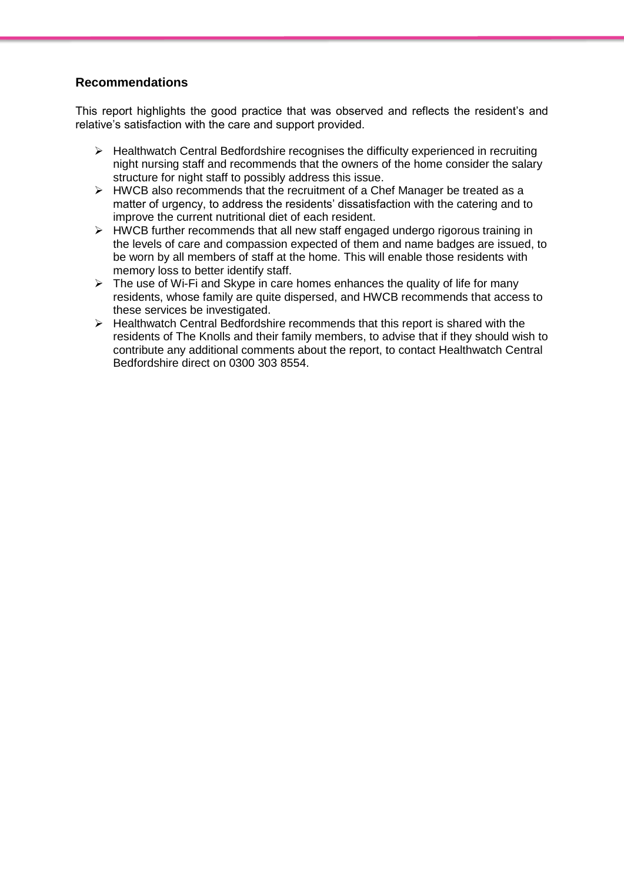## Recommendations

This report highlights the good practice that was observed and reflects the resident's and relative's satisfaction with the care and support provided.

- Healthwatch Central Bedfordshire recognises the difficulty experienced in recruiting night nursing staff and recommends that the owners of the home consider the salary structure for night staff to possibly address this issue.
- HWCB also recommends that the recruitment of a Chef Manager be treated as a matter of urgency, to address the residents' dissatisfaction with the catering and to improve the current nutritional diet of each resident.
- HWCB further recommends that all new staff engaged undergo rigorous training in the levels of care and compassion expected of them and name badges are issued, to be worn by all members of staff at the home. This will enable those residents with memory loss to better identify staff.
- The use of Wi-Fi and Skype in care homes enhances the quality of life for many residents, whose family are quite dispersed, and HWCB recommends that access to these services be investigated.
- Healthwatch Central Bedfordshire recommends that this report is shared with the residents of The Knolls and their family members, to advise that if they should wish to contribute any additional comments about the report, to contact Healthwatch Central Bedfordshire direct on 0300 303 8554.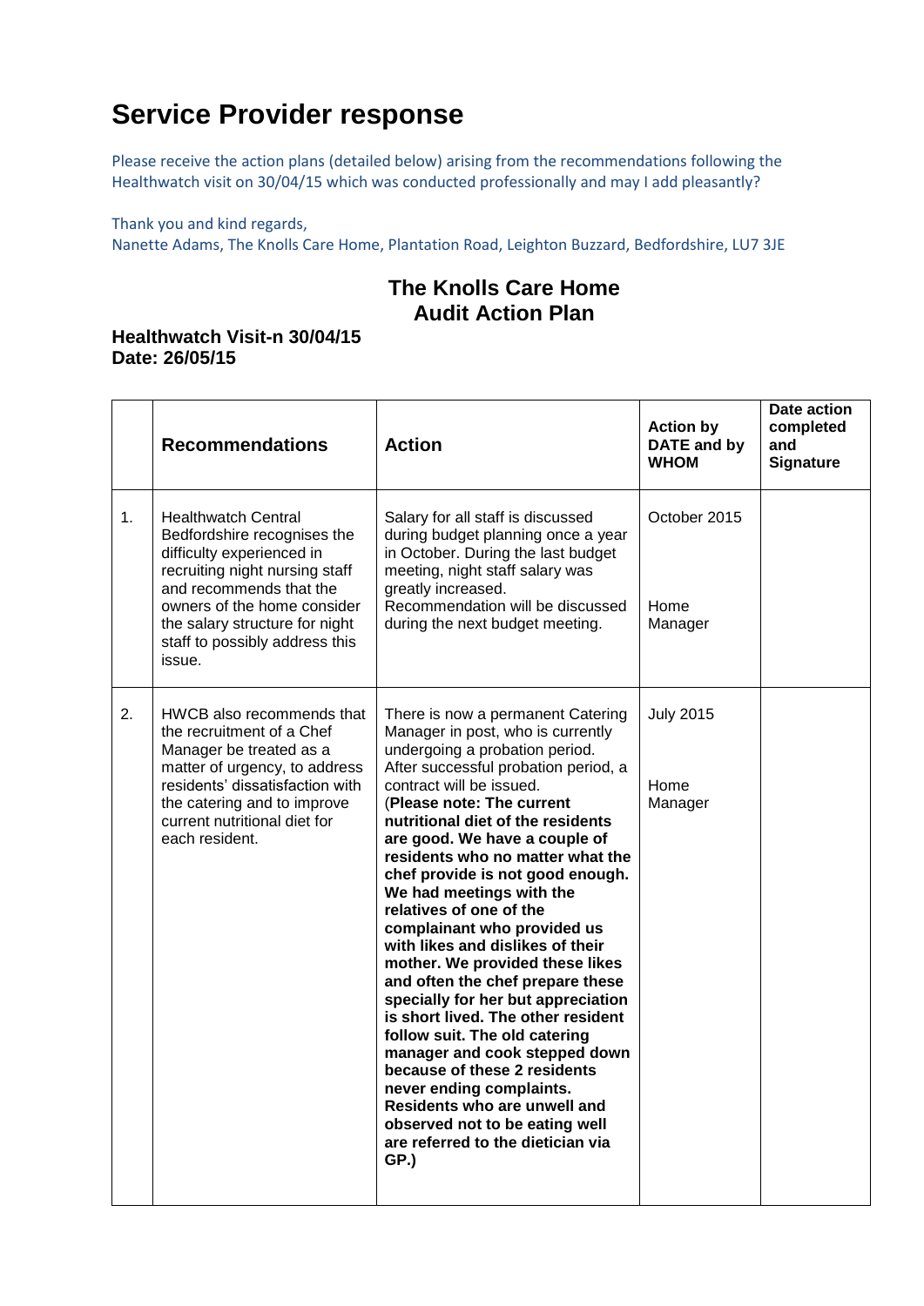# Service Provider response

Please receive the action plans (detailed below) arising from the recommendations following the Healthwatch visit on 30/04/15 which was conducted professionally and may I add pleasantly?

Thank you and kind regards,
Nanette Adams, The Knolls Care Home, Plantation Road, Leighton Buzzard, Bedfordshire, LU7 3JE

## The Knolls Care Home Audit Action Plan

**Healthwatch Visit-n 30/04/15**
**Date: 26/05/15**

| | Recommendations | Action | Action by DATE and by WHOM | Date action completed and Signature |
|---|---|---|---|---|
| 1. | Healthwatch Central Bedfordshire recognises the difficulty experienced in recruiting night nursing staff and recommends that the owners of the home consider the salary structure for night staff to possibly address this issue. | Salary for all staff is discussed during budget planning once a year in October. During the last budget meeting, night staff salary was greatly increased. Recommendation will be discussed during the next budget meeting. | October 2015<br><br>Home Manager | |
| 2. | HWCB also recommends that the recruitment of a Chef Manager be treated as a matter of urgency, to address residents' dissatisfaction with the catering and to improve current nutritional diet for each resident. | There is now a permanent Catering Manager in post, who is currently undergoing a probation period. After successful probation period, a contract will be issued. (**Please note: The current nutritional diet of the residents are good. We have a couple of residents who no matter what the chef provide is not good enough. We had meetings with the relatives of one of the complainant who provided us with likes and dislikes of their mother. We provided these likes and often the chef prepare these specially for her but appreciation is short lived. The other resident follow suit. The old catering manager and cook stepped down because of these 2 residents never ending complaints. Residents who are unwell and observed not to be eating well are referred to the dietician via GP.)** | July 2015<br><br>Home Manager | |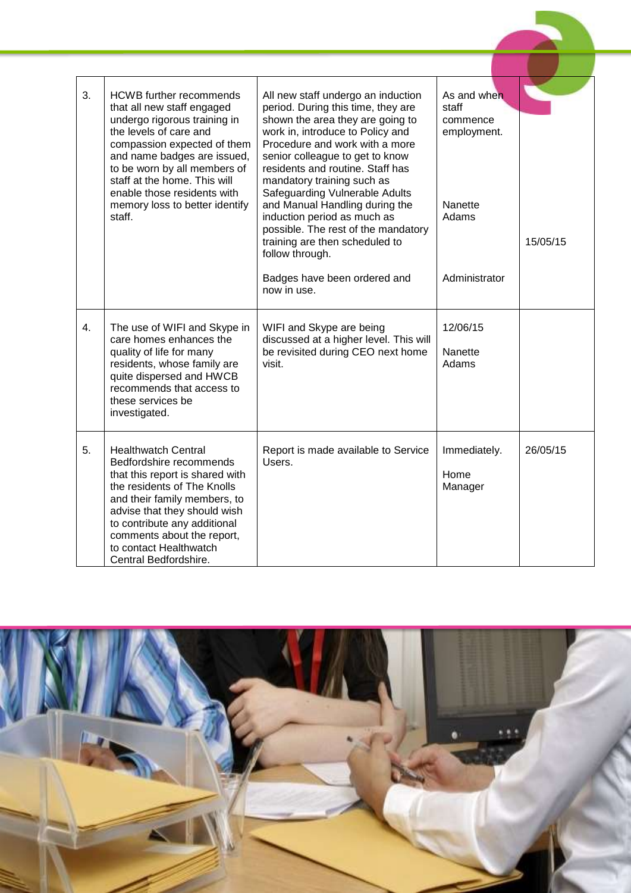| | | | | |
|---|---|---|---|---|
| 3. | HCWB further recommends that all new staff engaged undergo rigorous training in the levels of care and compassion expected of them and name badges are issued, to be worn by all members of staff at the home. This will enable those residents with memory loss to better identify staff. | All new staff undergo an induction period. During this time, they are shown the area they are going to work in, introduce to Policy and Procedure and work with a more senior colleague to get to know residents and routine. Staff has mandatory training such as Safeguarding Vulnerable Adults and Manual Handling during the induction period as much as possible. The rest of the mandatory training are then scheduled to follow through.<br><br>Badges have been ordered and now in use. | As and when staff commence employment.<br><br>Nanette Adams<br><br>Administrator | 15/05/15 |
| 4. | The use of WIFI and Skype in care homes enhances the quality of life for many residents, whose family are quite dispersed and HWCB recommends that access to these services be investigated. | WIFI and Skype are being discussed at a higher level. This will be revisited during CEO next home visit. | 12/06/15<br><br>Nanette Adams | |
| 5. | Healthwatch Central Bedfordshire recommends that this report is shared with the residents of The Knolls and their family members, to advise that they should wish to contribute any additional comments about the report, to contact Healthwatch Central Bedfordshire. | Report is made available to Service Users. | Immediately.<br><br>Home Manager | 26/05/15 |